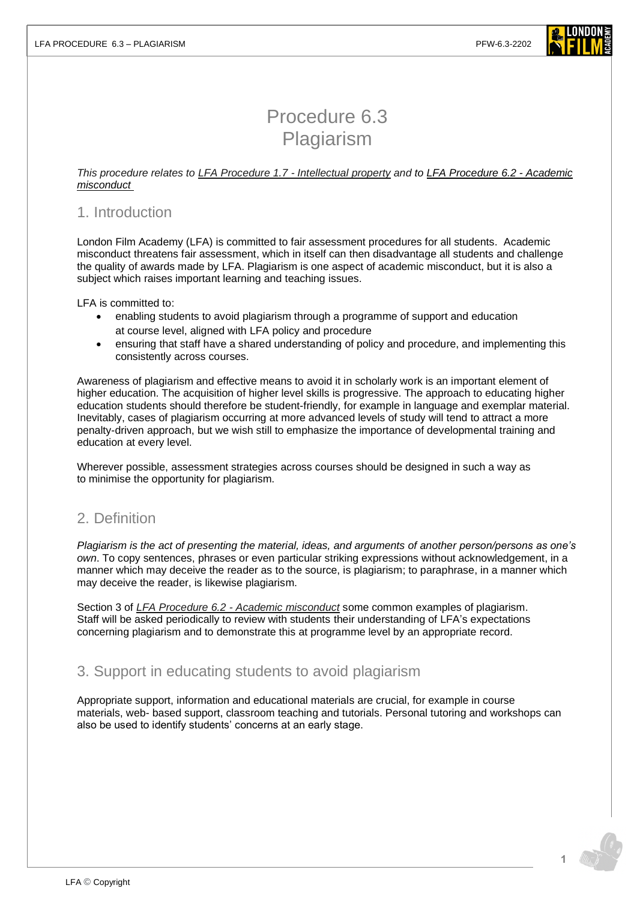# Procedure 6.3
# Plagiarism

*This procedure relates to LFA Procedure 1.7 - Intellectual property and to LFA Procedure 6.2 - Academic misconduct*

## 1. Introduction

London Film Academy (LFA) is committed to fair assessment procedures for all students. Academic misconduct threatens fair assessment, which in itself can then disadvantage all students and challenge the quality of awards made by LFA. Plagiarism is one aspect of academic misconduct, but it is also a subject which raises important learning and teaching issues.

LFA is committed to:

- enabling students to avoid plagiarism through a programme of support and education at course level, aligned with LFA policy and procedure
- ensuring that staff have a shared understanding of policy and procedure, and implementing this consistently across courses.

Awareness of plagiarism and effective means to avoid it in scholarly work is an important element of higher education. The acquisition of higher level skills is progressive. The approach to educating higher education students should therefore be student-friendly, for example in language and exemplar material. Inevitably, cases of plagiarism occurring at more advanced levels of study will tend to attract a more penalty-driven approach, but we wish still to emphasize the importance of developmental training and education at every level.

Wherever possible, assessment strategies across courses should be designed in such a way as to minimise the opportunity for plagiarism.

## 2. Definition

*Plagiarism is the act of presenting the material, ideas, and arguments of another person/persons as one's own*. To copy sentences, phrases or even particular striking expressions without acknowledgement, in a manner which may deceive the reader as to the source, is plagiarism; to paraphrase, in a manner which may deceive the reader, is likewise plagiarism.

Section 3 of *LFA Procedure 6.2 - Academic misconduct* some common examples of plagiarism. Staff will be asked periodically to review with students their understanding of LFA's expectations concerning plagiarism and to demonstrate this at programme level by an appropriate record.

## 3. Support in educating students to avoid plagiarism

Appropriate support, information and educational materials are crucial, for example in course materials, web- based support, classroom teaching and tutorials. Personal tutoring and workshops can also be used to identify students' concerns at an early stage.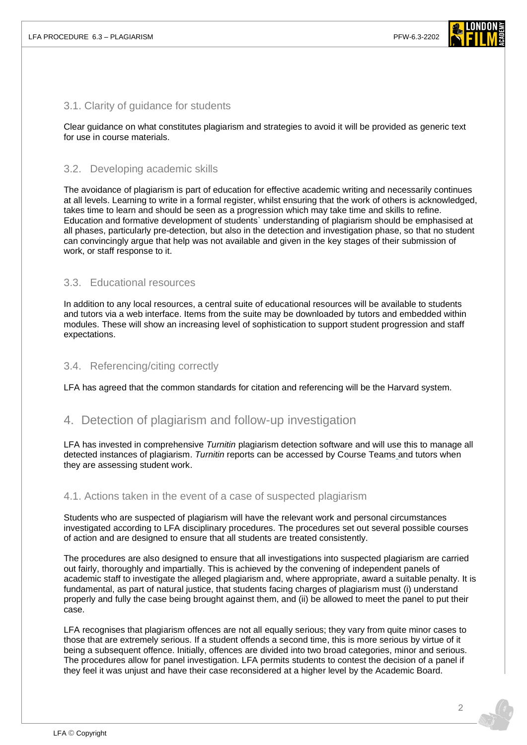### 3.1. Clarity of guidance for students

Clear guidance on what constitutes plagiarism and strategies to avoid it will be provided as generic text for use in course materials.

### 3.2. Developing academic skills

The avoidance of plagiarism is part of education for effective academic writing and necessarily continues at all levels. Learning to write in a formal register, whilst ensuring that the work of others is acknowledged, takes time to learn and should be seen as a progression which may take time and skills to refine. Education and formative development of students` understanding of plagiarism should be emphasised at all phases, particularly pre-detection, but also in the detection and investigation phase, so that no student can convincingly argue that help was not available and given in the key stages of their submission of work, or staff response to it.

### 3.3. Educational resources

In addition to any local resources, a central suite of educational resources will be available to students and tutors via a web interface. Items from the suite may be downloaded by tutors and embedded within modules. These will show an increasing level of sophistication to support student progression and staff expectations.

### 3.4. Referencing/citing correctly

LFA has agreed that the common standards for citation and referencing will be the Harvard system.

## 4. Detection of plagiarism and follow-up investigation

LFA has invested in comprehensive *Turnitin* plagiarism detection software and will use this to manage all detected instances of plagiarism. *Turnitin* reports can be accessed by Course Teams and tutors when they are assessing student work.

### 4.1. Actions taken in the event of a case of suspected plagiarism

Students who are suspected of plagiarism will have the relevant work and personal circumstances investigated according to LFA disciplinary procedures. The procedures set out several possible courses of action and are designed to ensure that all students are treated consistently.

The procedures are also designed to ensure that all investigations into suspected plagiarism are carried out fairly, thoroughly and impartially. This is achieved by the convening of independent panels of academic staff to investigate the alleged plagiarism and, where appropriate, award a suitable penalty. It is fundamental, as part of natural justice, that students facing charges of plagiarism must (i) understand properly and fully the case being brought against them, and (ii) be allowed to meet the panel to put their case.

LFA recognises that plagiarism offences are not all equally serious; they vary from quite minor cases to those that are extremely serious. If a student offends a second time, this is more serious by virtue of it being a subsequent offence. Initially, offences are divided into two broad categories, minor and serious. The procedures allow for panel investigation. LFA permits students to contest the decision of a panel if they feel it was unjust and have their case reconsidered at a higher level by the Academic Board.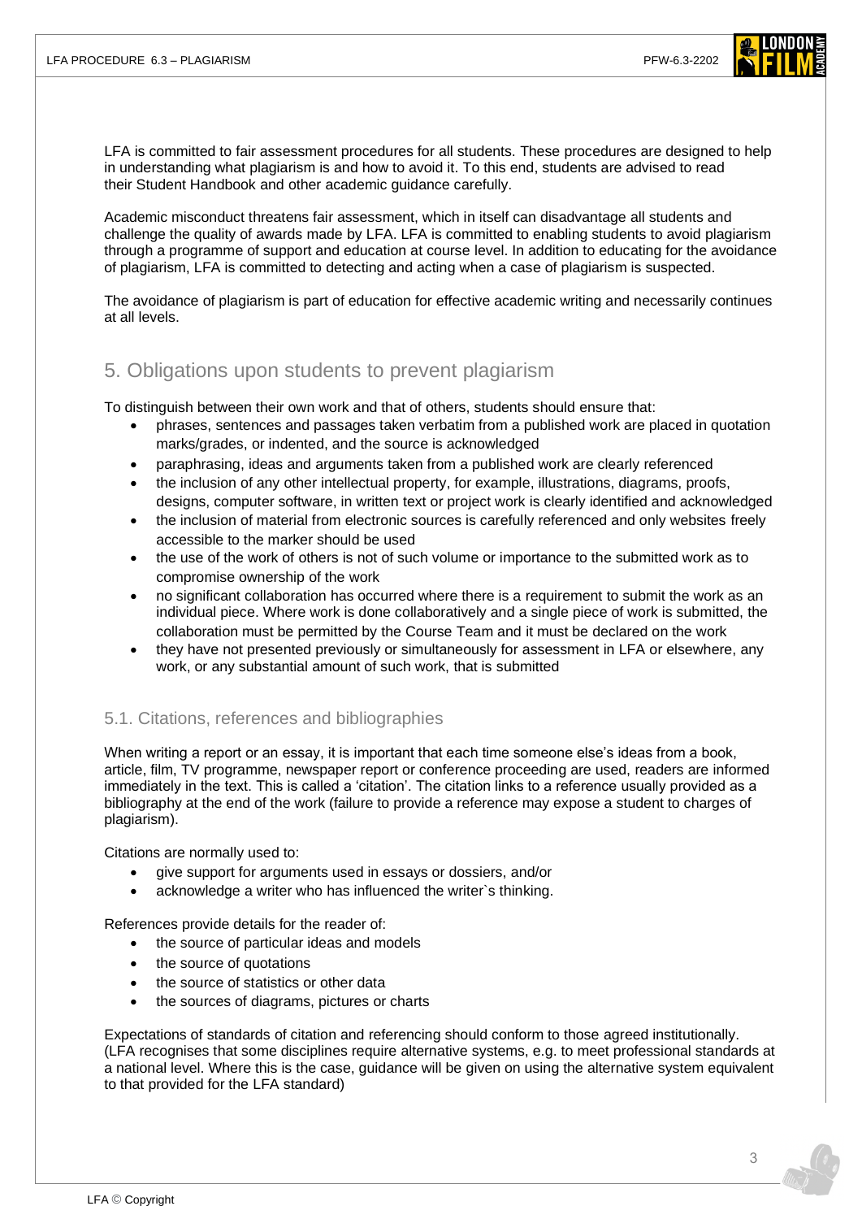LFA is committed to fair assessment procedures for all students. These procedures are designed to help in understanding what plagiarism is and how to avoid it. To this end, students are advised to read their Student Handbook and other academic guidance carefully.

Academic misconduct threatens fair assessment, which in itself can disadvantage all students and challenge the quality of awards made by LFA. LFA is committed to enabling students to avoid plagiarism through a programme of support and education at course level. In addition to educating for the avoidance of plagiarism, LFA is committed to detecting and acting when a case of plagiarism is suspected.

The avoidance of plagiarism is part of education for effective academic writing and necessarily continues at all levels.

## 5. Obligations upon students to prevent plagiarism

To distinguish between their own work and that of others, students should ensure that:

- phrases, sentences and passages taken verbatim from a published work are placed in quotation marks/grades, or indented, and the source is acknowledged
- paraphrasing, ideas and arguments taken from a published work are clearly referenced
- the inclusion of any other intellectual property, for example, illustrations, diagrams, proofs, designs, computer software, in written text or project work is clearly identified and acknowledged
- the inclusion of material from electronic sources is carefully referenced and only websites freely accessible to the marker should be used
- the use of the work of others is not of such volume or importance to the submitted work as to compromise ownership of the work
- no significant collaboration has occurred where there is a requirement to submit the work as an individual piece. Where work is done collaboratively and a single piece of work is submitted, the collaboration must be permitted by the Course Team and it must be declared on the work
- they have not presented previously or simultaneously for assessment in LFA or elsewhere, any work, or any substantial amount of such work, that is submitted

### 5.1. Citations, references and bibliographies

When writing a report or an essay, it is important that each time someone else's ideas from a book, article, film, TV programme, newspaper report or conference proceeding are used, readers are informed immediately in the text. This is called a 'citation'. The citation links to a reference usually provided as a bibliography at the end of the work (failure to provide a reference may expose a student to charges of plagiarism).

Citations are normally used to:

- give support for arguments used in essays or dossiers, and/or
- acknowledge a writer who has influenced the writer`s thinking.

References provide details for the reader of:

- the source of particular ideas and models
- the source of quotations
- the source of statistics or other data
- the sources of diagrams, pictures or charts

Expectations of standards of citation and referencing should conform to those agreed institutionally. (LFA recognises that some disciplines require alternative systems, e.g. to meet professional standards at a national level. Where this is the case, guidance will be given on using the alternative system equivalent to that provided for the LFA standard)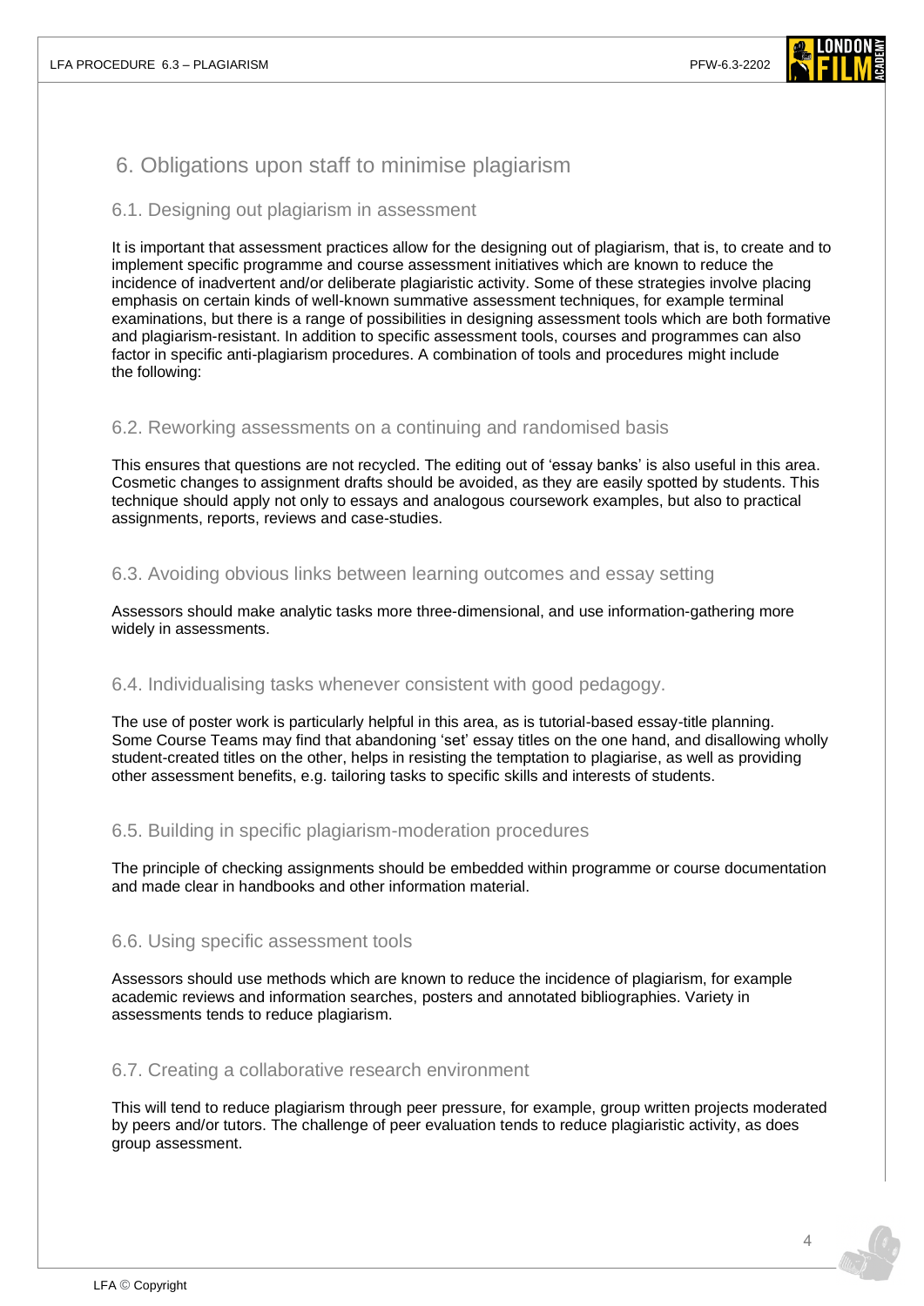## 6. Obligations upon staff to minimise plagiarism

### 6.1. Designing out plagiarism in assessment

It is important that assessment practices allow for the designing out of plagiarism, that is, to create and to implement specific programme and course assessment initiatives which are known to reduce the incidence of inadvertent and/or deliberate plagiaristic activity. Some of these strategies involve placing emphasis on certain kinds of well-known summative assessment techniques, for example terminal examinations, but there is a range of possibilities in designing assessment tools which are both formative and plagiarism-resistant. In addition to specific assessment tools, courses and programmes can also factor in specific anti-plagiarism procedures. A combination of tools and procedures might include the following:

### 6.2. Reworking assessments on a continuing and randomised basis

This ensures that questions are not recycled. The editing out of 'essay banks' is also useful in this area. Cosmetic changes to assignment drafts should be avoided, as they are easily spotted by students. This technique should apply not only to essays and analogous coursework examples, but also to practical assignments, reports, reviews and case-studies.

### 6.3. Avoiding obvious links between learning outcomes and essay setting

Assessors should make analytic tasks more three-dimensional, and use information-gathering more widely in assessments.

### 6.4. Individualising tasks whenever consistent with good pedagogy.

The use of poster work is particularly helpful in this area, as is tutorial-based essay-title planning. Some Course Teams may find that abandoning 'set' essay titles on the one hand, and disallowing wholly student-created titles on the other, helps in resisting the temptation to plagiarise, as well as providing other assessment benefits, e.g. tailoring tasks to specific skills and interests of students.

### 6.5. Building in specific plagiarism-moderation procedures

The principle of checking assignments should be embedded within programme or course documentation and made clear in handbooks and other information material.

### 6.6. Using specific assessment tools

Assessors should use methods which are known to reduce the incidence of plagiarism, for example academic reviews and information searches, posters and annotated bibliographies. Variety in assessments tends to reduce plagiarism.

### 6.7. Creating a collaborative research environment

This will tend to reduce plagiarism through peer pressure, for example, group written projects moderated by peers and/or tutors. The challenge of peer evaluation tends to reduce plagiaristic activity, as does group assessment.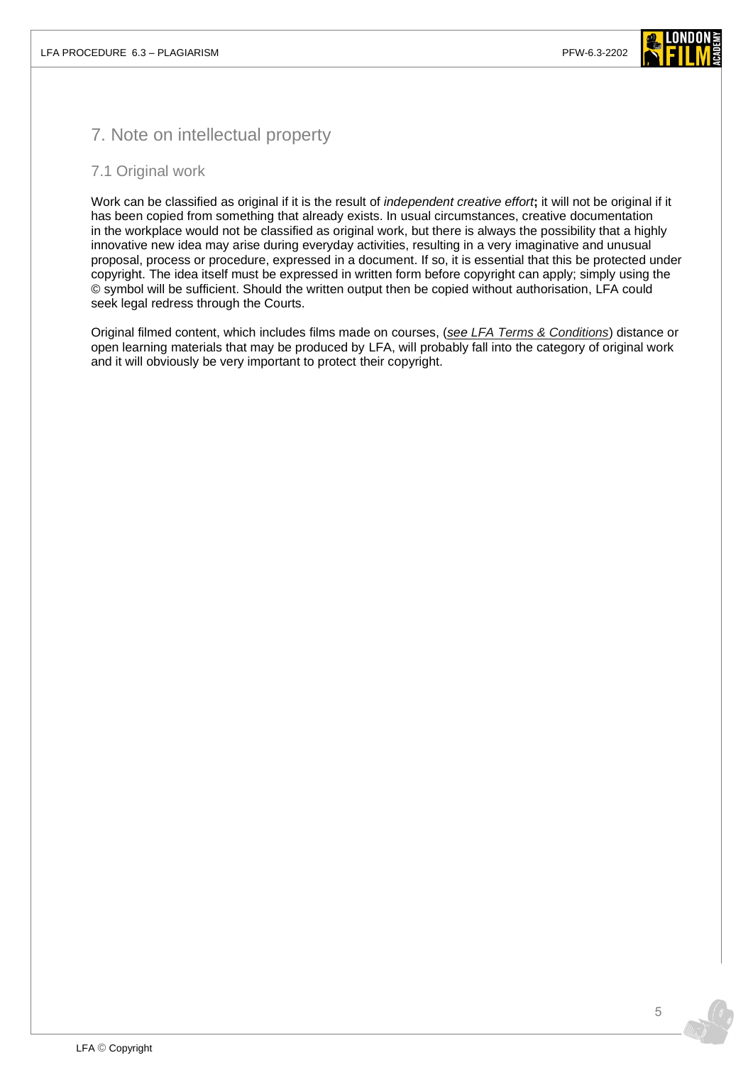## 7. Note on intellectual property

### 7.1 Original work

Work can be classified as original if it is the result of *independent creative effort***;** it will not be original if it has been copied from something that already exists. In usual circumstances, creative documentation in the workplace would not be classified as original work, but there is always the possibility that a highly innovative new idea may arise during everyday activities, resulting in a very imaginative and unusual proposal, process or procedure, expressed in a document. If so, it is essential that this be protected under copyright. The idea itself must be expressed in written form before copyright can apply; simply using the © symbol will be sufficient. Should the written output then be copied without authorisation, LFA could seek legal redress through the Courts.

Original filmed content, which includes films made on courses, (*see LFA Terms & Conditions*) distance or open learning materials that may be produced by LFA, will probably fall into the category of original work and it will obviously be very important to protect their copyright.